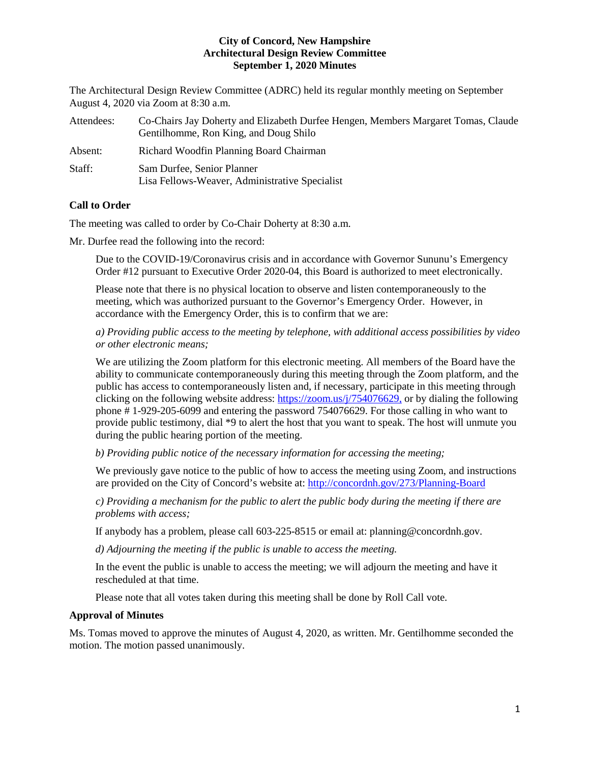**City of Concord, New Hampshire**
**Architectural Design Review Committee**
**September 1, 2020 Minutes**

The Architectural Design Review Committee (ADRC) held its regular monthly meeting on September August 4, 2020 via Zoom at 8:30 a.m.

| | |
|---|---|
| Attendees: | Co-Chairs Jay Doherty and Elizabeth Durfee Hengen, Members Margaret Tomas, Claude Gentilhomme, Ron King, and Doug Shilo |
| Absent: | Richard Woodfin Planning Board Chairman |
| Staff: | Sam Durfee, Senior Planner<br>Lisa Fellows-Weaver, Administrative Specialist |

**Call to Order**

The meeting was called to order by Co-Chair Doherty at 8:30 a.m.

Mr. Durfee read the following into the record:

> Due to the COVID-19/Coronavirus crisis and in accordance with Governor Sununu's Emergency Order #12 pursuant to Executive Order 2020-04, this Board is authorized to meet electronically.
>
> Please note that there is no physical location to observe and listen contemporaneously to the meeting, which was authorized pursuant to the Governor's Emergency Order. However, in accordance with the Emergency Order, this is to confirm that we are:
>
> *a) Providing public access to the meeting by telephone, with additional access possibilities by video or other electronic means;*
>
> We are utilizing the Zoom platform for this electronic meeting. All members of the Board have the ability to communicate contemporaneously during this meeting through the Zoom platform, and the public has access to contemporaneously listen and, if necessary, participate in this meeting through clicking on the following website address: https://zoom.us/j/754076629, or by dialing the following phone # 1-929-205-6099 and entering the password 754076629. For those calling in who want to provide public testimony, dial *9 to alert the host that you want to speak. The host will unmute you during the public hearing portion of the meeting.
>
> *b) Providing public notice of the necessary information for accessing the meeting;*
>
> We previously gave notice to the public of how to access the meeting using Zoom, and instructions are provided on the City of Concord's website at: http://concordnh.gov/273/Planning-Board
>
> *c) Providing a mechanism for the public to alert the public body during the meeting if there are problems with access;*
>
> If anybody has a problem, please call 603-225-8515 or email at: planning@concordnh.gov.
>
> *d) Adjourning the meeting if the public is unable to access the meeting.*
>
> In the event the public is unable to access the meeting; we will adjourn the meeting and have it rescheduled at that time.
>
> Please note that all votes taken during this meeting shall be done by Roll Call vote.

**Approval of Minutes**

Ms. Tomas moved to approve the minutes of August 4, 2020, as written. Mr. Gentilhomme seconded the motion. The motion passed unanimously.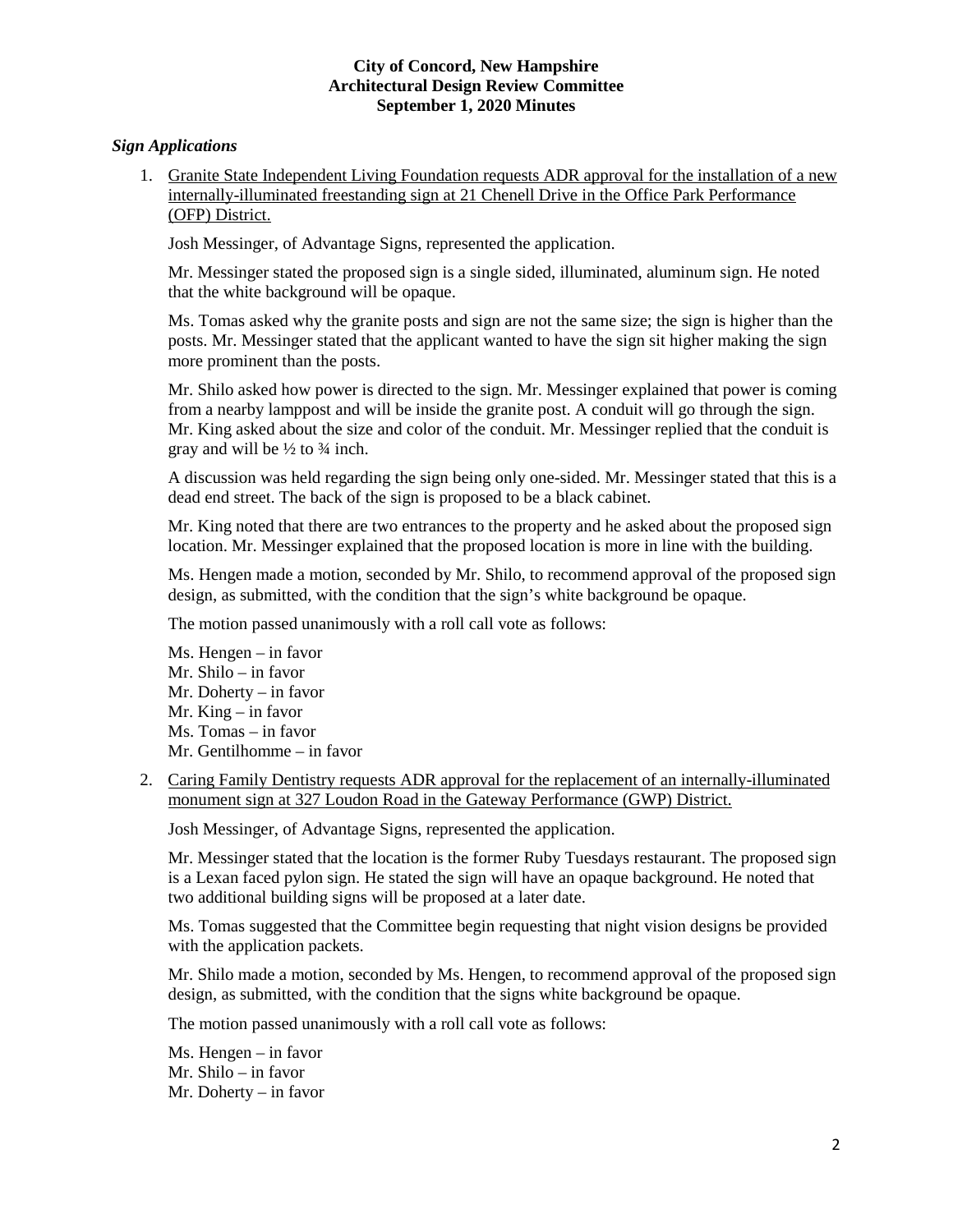### *Sign Applications*

1. Granite State Independent Living Foundation requests ADR approval for the installation of a new internally-illuminated freestanding sign at 21 Chenell Drive in the Office Park Performance (OFP) District.

   Josh Messinger, of Advantage Signs, represented the application.

   Mr. Messinger stated the proposed sign is a single sided, illuminated, aluminum sign. He noted that the white background will be opaque.

   Ms. Tomas asked why the granite posts and sign are not the same size; the sign is higher than the posts. Mr. Messinger stated that the applicant wanted to have the sign sit higher making the sign more prominent than the posts.

   Mr. Shilo asked how power is directed to the sign. Mr. Messinger explained that power is coming from a nearby lamppost and will be inside the granite post. A conduit will go through the sign. Mr. King asked about the size and color of the conduit. Mr. Messinger replied that the conduit is gray and will be ½ to ¾ inch.

   A discussion was held regarding the sign being only one-sided. Mr. Messinger stated that this is a dead end street. The back of the sign is proposed to be a black cabinet.

   Mr. King noted that there are two entrances to the property and he asked about the proposed sign location. Mr. Messinger explained that the proposed location is more in line with the building.

   Ms. Hengen made a motion, seconded by Mr. Shilo, to recommend approval of the proposed sign design, as submitted, with the condition that the sign's white background be opaque.

   The motion passed unanimously with a roll call vote as follows:

   Ms. Hengen – in favor
   Mr. Shilo – in favor
   Mr. Doherty – in favor
   Mr. King – in favor
   Ms. Tomas – in favor
   Mr. Gentilhomme – in favor

2. Caring Family Dentistry requests ADR approval for the replacement of an internally-illuminated monument sign at 327 Loudon Road in the Gateway Performance (GWP) District.

   Josh Messinger, of Advantage Signs, represented the application.

   Mr. Messinger stated that the location is the former Ruby Tuesdays restaurant. The proposed sign is a Lexan faced pylon sign. He stated the sign will have an opaque background. He noted that two additional building signs will be proposed at a later date.

   Ms. Tomas suggested that the Committee begin requesting that night vision designs be provided with the application packets.

   Mr. Shilo made a motion, seconded by Ms. Hengen, to recommend approval of the proposed sign design, as submitted, with the condition that the signs white background be opaque.

   The motion passed unanimously with a roll call vote as follows:

   Ms. Hengen – in favor
   Mr. Shilo – in favor
   Mr. Doherty – in favor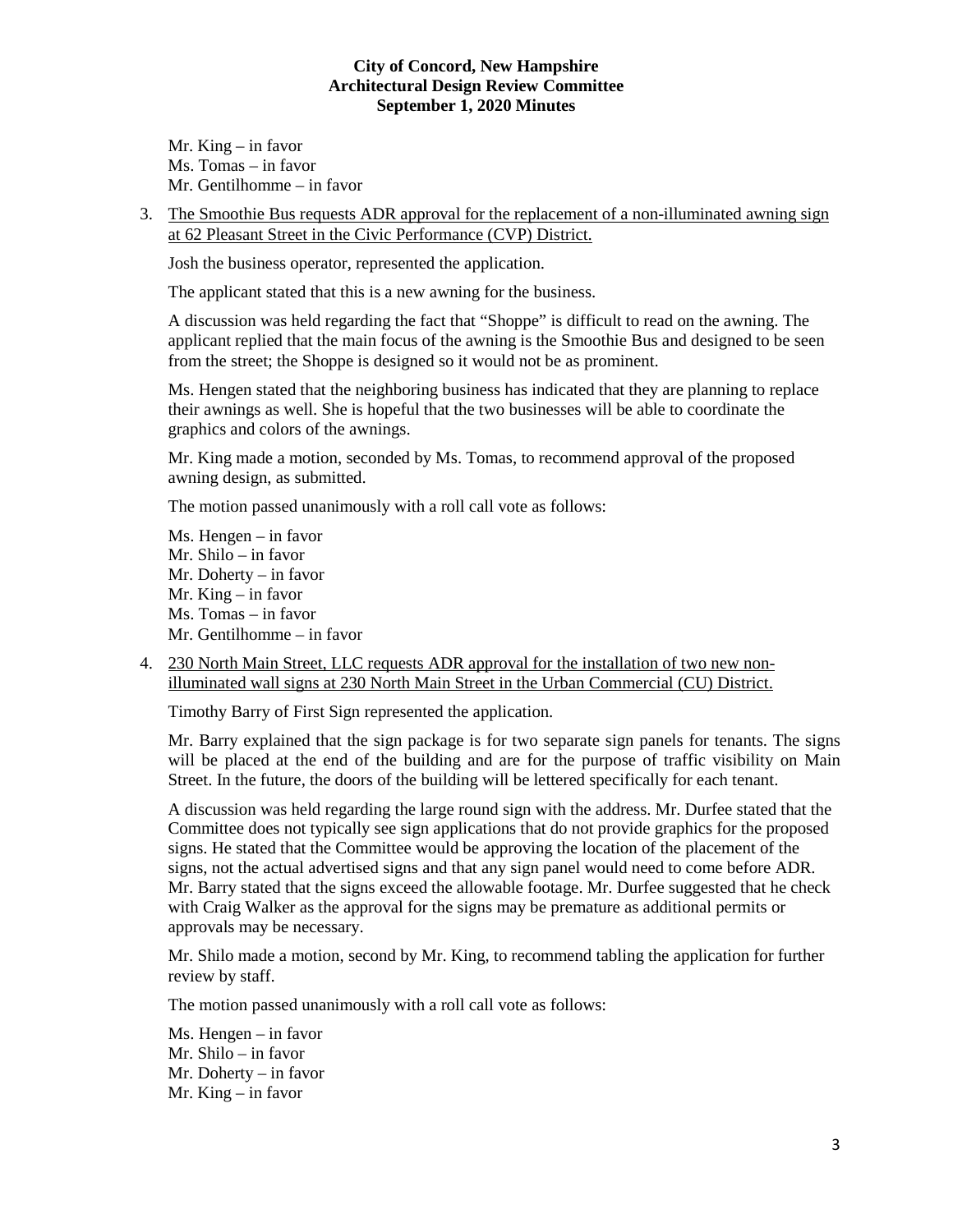Mr. King – in favor
Ms. Tomas – in favor
Mr. Gentilhomme – in favor

3. The Smoothie Bus requests ADR approval for the replacement of a non-illuminated awning sign at 62 Pleasant Street in the Civic Performance (CVP) District.

   Josh the business operator, represented the application.

   The applicant stated that this is a new awning for the business.

   A discussion was held regarding the fact that "Shoppe" is difficult to read on the awning. The applicant replied that the main focus of the awning is the Smoothie Bus and designed to be seen from the street; the Shoppe is designed so it would not be as prominent.

   Ms. Hengen stated that the neighboring business has indicated that they are planning to replace their awnings as well. She is hopeful that the two businesses will be able to coordinate the graphics and colors of the awnings.

   Mr. King made a motion, seconded by Ms. Tomas, to recommend approval of the proposed awning design, as submitted.

   The motion passed unanimously with a roll call vote as follows:

   Ms. Hengen – in favor
   Mr. Shilo – in favor
   Mr. Doherty – in favor
   Mr. King – in favor
   Ms. Tomas – in favor
   Mr. Gentilhomme – in favor

4. 230 North Main Street, LLC requests ADR approval for the installation of two new non-illuminated wall signs at 230 North Main Street in the Urban Commercial (CU) District.

   Timothy Barry of First Sign represented the application.

   Mr. Barry explained that the sign package is for two separate sign panels for tenants. The signs will be placed at the end of the building and are for the purpose of traffic visibility on Main Street. In the future, the doors of the building will be lettered specifically for each tenant.

   A discussion was held regarding the large round sign with the address. Mr. Durfee stated that the Committee does not typically see sign applications that do not provide graphics for the proposed signs. He stated that the Committee would be approving the location of the placement of the signs, not the actual advertised signs and that any sign panel would need to come before ADR. Mr. Barry stated that the signs exceed the allowable footage. Mr. Durfee suggested that he check with Craig Walker as the approval for the signs may be premature as additional permits or approvals may be necessary.

   Mr. Shilo made a motion, second by Mr. King, to recommend tabling the application for further review by staff.

   The motion passed unanimously with a roll call vote as follows:

   Ms. Hengen – in favor
   Mr. Shilo – in favor
   Mr. Doherty – in favor
   Mr. King – in favor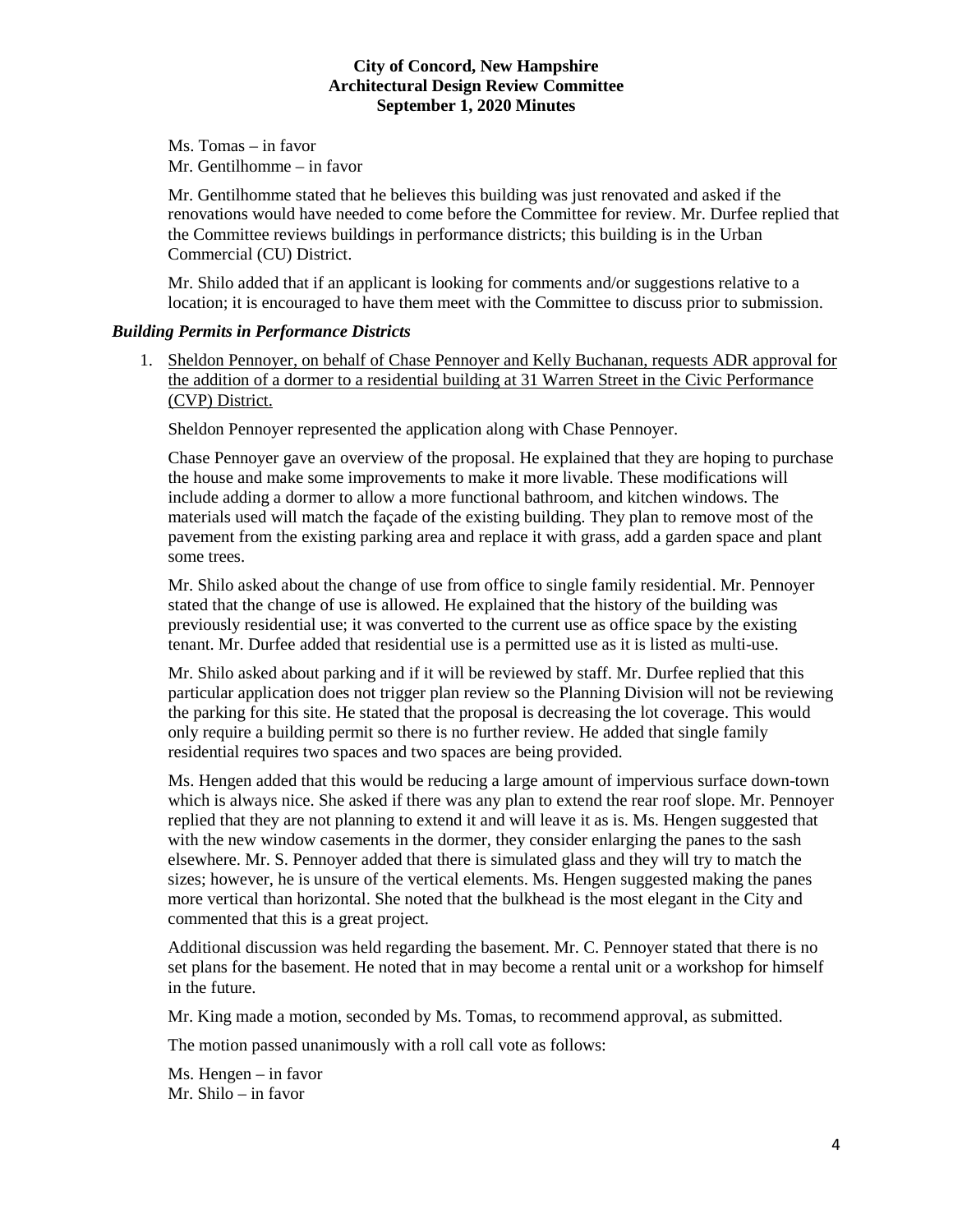Ms. Tomas – in favor
Mr. Gentilhomme – in favor

Mr. Gentilhomme stated that he believes this building was just renovated and asked if the renovations would have needed to come before the Committee for review. Mr. Durfee replied that the Committee reviews buildings in performance districts; this building is in the Urban Commercial (CU) District.

Mr. Shilo added that if an applicant is looking for comments and/or suggestions relative to a location; it is encouraged to have them meet with the Committee to discuss prior to submission.

### *Building Permits in Performance Districts*

1. <u>Sheldon Pennoyer, on behalf of Chase Pennoyer and Kelly Buchanan, requests ADR approval for the addition of a dormer to a residential building at 31 Warren Street in the Civic Performance (CVP) District.</u>

   Sheldon Pennoyer represented the application along with Chase Pennoyer.

   Chase Pennoyer gave an overview of the proposal. He explained that they are hoping to purchase the house and make some improvements to make it more livable. These modifications will include adding a dormer to allow a more functional bathroom, and kitchen windows. The materials used will match the façade of the existing building. They plan to remove most of the pavement from the existing parking area and replace it with grass, add a garden space and plant some trees.

   Mr. Shilo asked about the change of use from office to single family residential. Mr. Pennoyer stated that the change of use is allowed. He explained that the history of the building was previously residential use; it was converted to the current use as office space by the existing tenant. Mr. Durfee added that residential use is a permitted use as it is listed as multi-use.

   Mr. Shilo asked about parking and if it will be reviewed by staff. Mr. Durfee replied that this particular application does not trigger plan review so the Planning Division will not be reviewing the parking for this site. He stated that the proposal is decreasing the lot coverage. This would only require a building permit so there is no further review. He added that single family residential requires two spaces and two spaces are being provided.

   Ms. Hengen added that this would be reducing a large amount of impervious surface down-town which is always nice. She asked if there was any plan to extend the rear roof slope. Mr. Pennoyer replied that they are not planning to extend it and will leave it as is. Ms. Hengen suggested that with the new window casements in the dormer, they consider enlarging the panes to the sash elsewhere. Mr. S. Pennoyer added that there is simulated glass and they will try to match the sizes; however, he is unsure of the vertical elements. Ms. Hengen suggested making the panes more vertical than horizontal. She noted that the bulkhead is the most elegant in the City and commented that this is a great project.

   Additional discussion was held regarding the basement. Mr. C. Pennoyer stated that there is no set plans for the basement. He noted that in may become a rental unit or a workshop for himself in the future.

   Mr. King made a motion, seconded by Ms. Tomas, to recommend approval, as submitted.

   The motion passed unanimously with a roll call vote as follows:

   Ms. Hengen – in favor
   Mr. Shilo – in favor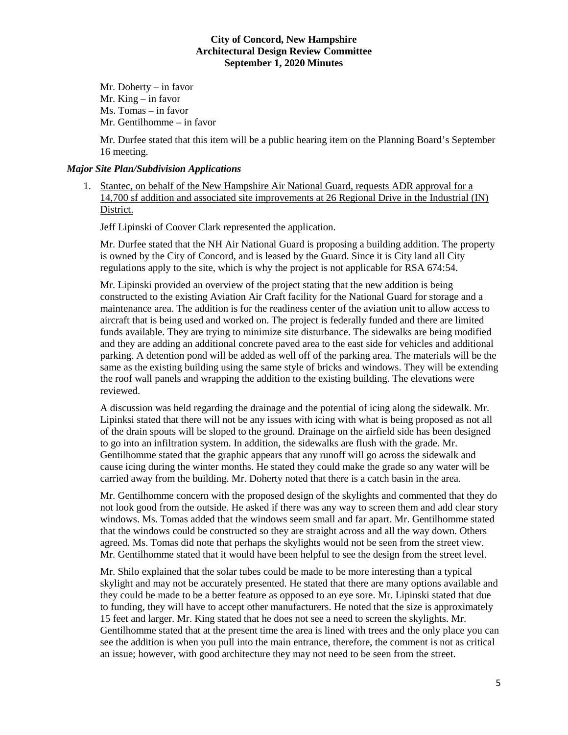Mr. Doherty – in favor
Mr. King – in favor
Ms. Tomas – in favor
Mr. Gentilhomme – in favor

Mr. Durfee stated that this item will be a public hearing item on the Planning Board's September 16 meeting.

### *Major Site Plan/Subdivision Applications*

1. Stantec, on behalf of the New Hampshire Air National Guard, requests ADR approval for a 14,700 sf addition and associated site improvements at 26 Regional Drive in the Industrial (IN) District.

   Jeff Lipinski of Coover Clark represented the application.

   Mr. Durfee stated that the NH Air National Guard is proposing a building addition. The property is owned by the City of Concord, and is leased by the Guard. Since it is City land all City regulations apply to the site, which is why the project is not applicable for RSA 674:54.

   Mr. Lipinski provided an overview of the project stating that the new addition is being constructed to the existing Aviation Air Craft facility for the National Guard for storage and a maintenance area. The addition is for the readiness center of the aviation unit to allow access to aircraft that is being used and worked on. The project is federally funded and there are limited funds available. They are trying to minimize site disturbance. The sidewalks are being modified and they are adding an additional concrete paved area to the east side for vehicles and additional parking. A detention pond will be added as well off of the parking area. The materials will be the same as the existing building using the same style of bricks and windows. They will be extending the roof wall panels and wrapping the addition to the existing building. The elevations were reviewed.

   A discussion was held regarding the drainage and the potential of icing along the sidewalk. Mr. Lipinksi stated that there will not be any issues with icing with what is being proposed as not all of the drain spouts will be sloped to the ground. Drainage on the airfield side has been designed to go into an infiltration system. In addition, the sidewalks are flush with the grade. Mr. Gentilhomme stated that the graphic appears that any runoff will go across the sidewalk and cause icing during the winter months. He stated they could make the grade so any water will be carried away from the building. Mr. Doherty noted that there is a catch basin in the area.

   Mr. Gentilhomme concern with the proposed design of the skylights and commented that they do not look good from the outside. He asked if there was any way to screen them and add clear story windows. Ms. Tomas added that the windows seem small and far apart. Mr. Gentilhomme stated that the windows could be constructed so they are straight across and all the way down. Others agreed. Ms. Tomas did note that perhaps the skylights would not be seen from the street view. Mr. Gentilhomme stated that it would have been helpful to see the design from the street level.

   Mr. Shilo explained that the solar tubes could be made to be more interesting than a typical skylight and may not be accurately presented. He stated that there are many options available and they could be made to be a better feature as opposed to an eye sore. Mr. Lipinski stated that due to funding, they will have to accept other manufacturers. He noted that the size is approximately 15 feet and larger. Mr. King stated that he does not see a need to screen the skylights. Mr. Gentilhomme stated that at the present time the area is lined with trees and the only place you can see the addition is when you pull into the main entrance, therefore, the comment is not as critical an issue; however, with good architecture they may not need to be seen from the street.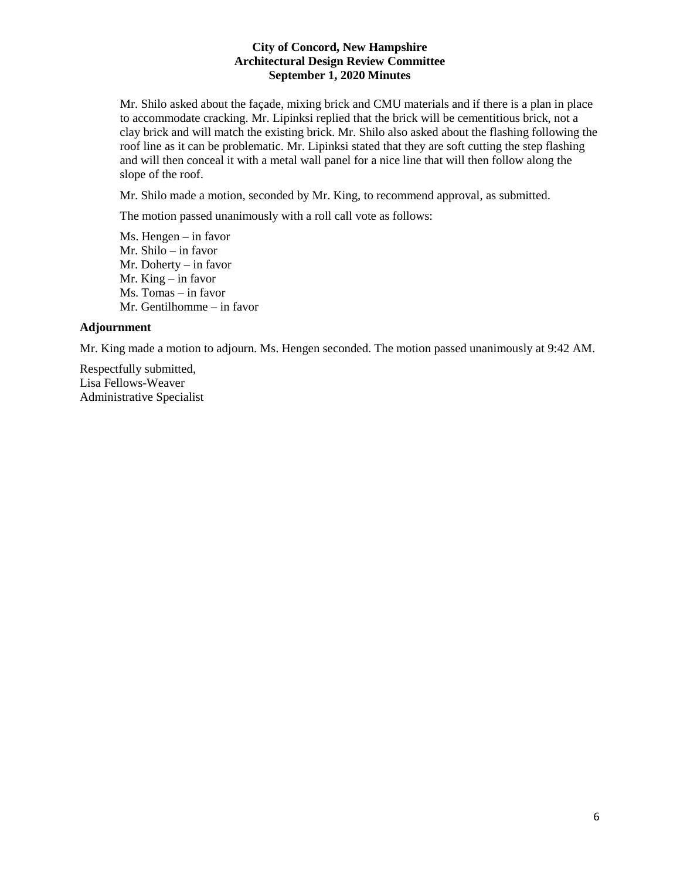Mr. Shilo asked about the façade, mixing brick and CMU materials and if there is a plan in place to accommodate cracking. Mr. Lipinksi replied that the brick will be cementitious brick, not a clay brick and will match the existing brick. Mr. Shilo also asked about the flashing following the roof line as it can be problematic. Mr. Lipinksi stated that they are soft cutting the step flashing and will then conceal it with a metal wall panel for a nice line that will then follow along the slope of the roof.

Mr. Shilo made a motion, seconded by Mr. King, to recommend approval, as submitted.

The motion passed unanimously with a roll call vote as follows:

Ms. Hengen – in favor
Mr. Shilo – in favor
Mr. Doherty – in favor
Mr. King – in favor
Ms. Tomas – in favor
Mr. Gentilhomme – in favor

## Adjournment

Mr. King made a motion to adjourn. Ms. Hengen seconded. The motion passed unanimously at 9:42 AM.

Respectfully submitted,
Lisa Fellows-Weaver
Administrative Specialist